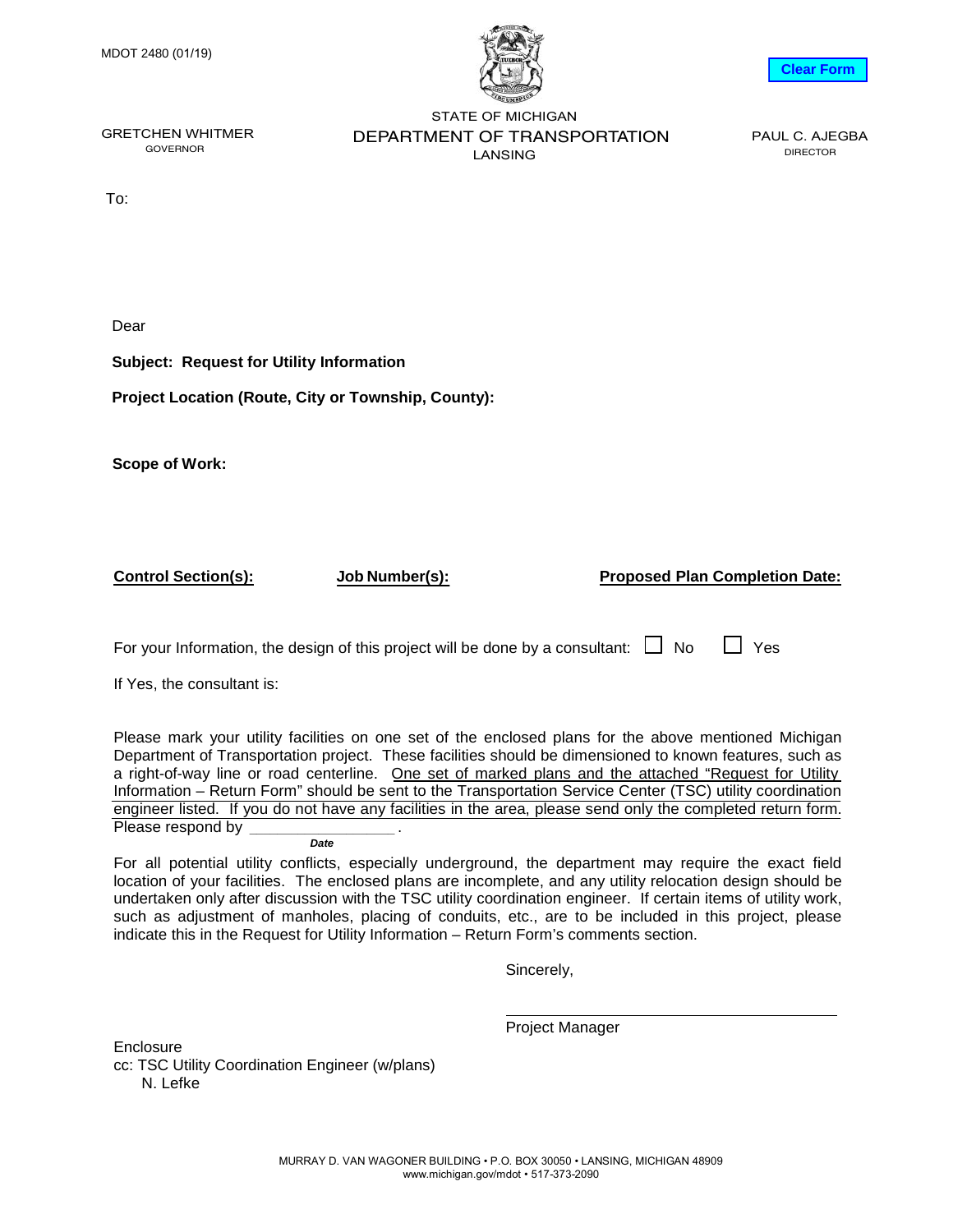MDOT 2480 (01/19)

Clear Form

STATE OF MICHIGAN
DEPARTMENT OF TRANSPORTATION
LANSING

GRETCHEN WHITMER
GOVERNOR

PAUL C. AJEGBA
DIRECTOR

To:

Dear

**Subject: Request for Utility Information**

**Project Location (Route, City or Township, County):**

**Scope of Work:**

| **Control Section(s):** | **Job Number(s):** | **Proposed Plan Completion Date:** |
|---|---|---|
| | | |

For your Information, the design of this project will be done by a consultant: ☐ No ☐ Yes

If Yes, the consultant is:

Please mark your utility facilities on one set of the enclosed plans for the above mentioned Michigan Department of Transportation project. These facilities should be dimensioned to known features, such as a right-of-way line or road centerline. One set of marked plans and the attached "Request for Utility Information – Return Form" should be sent to the Transportation Service Center (TSC) utility coordination engineer listed. If you do not have any facilities in the area, please send only the completed return form. Please respond by ________________ .
***Date***

For all potential utility conflicts, especially underground, the department may require the exact field location of your facilities. The enclosed plans are incomplete, and any utility relocation design should be undertaken only after discussion with the TSC utility coordination engineer. If certain items of utility work, such as adjustment of manholes, placing of conduits, etc., are to be included in this project, please indicate this in the Request for Utility Information – Return Form's comments section.

Sincerely,

_______________________________
Project Manager

Enclosure
cc: TSC Utility Coordination Engineer (w/plans)
N. Lefke

MURRAY D. VAN WAGONER BUILDING • P.O. BOX 30050 • LANSING, MICHIGAN 48909
www.michigan.gov/mdot • 517-373-2090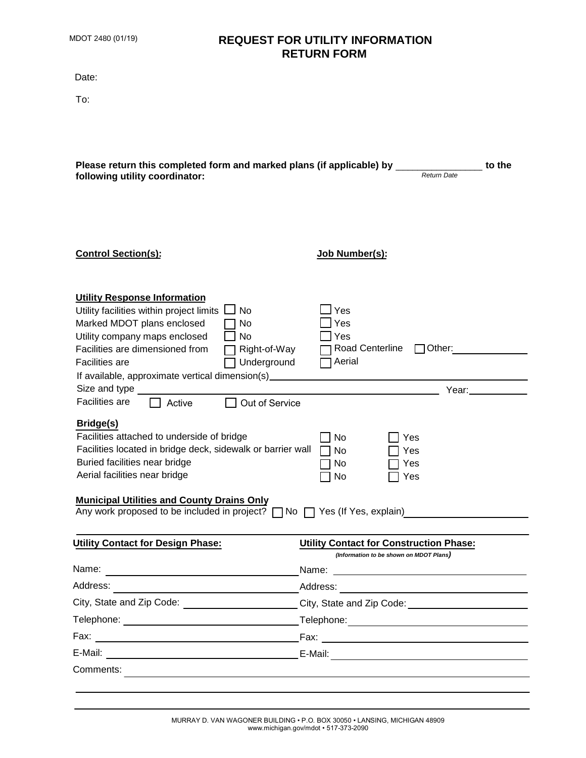MDOT 2480 (01/19)

# REQUEST FOR UTILITY INFORMATION
# RETURN FORM

Date:

To:

**Please return this completed form and marked plans (if applicable) by \_\_\_\_\_\_\_\_\_\_\_\_\_\_\_\_ to the following utility coordinator:**

*Return Date*

**Control Section(s):** **Job Number(s):**

**Utility Response Information**

Utility facilities within project limits ☐ No ☐ Yes

Marked MDOT plans enclosed ☐ No ☐ Yes

Utility company maps enclosed ☐ No ☐ Yes

Facilities are dimensioned from ☐ Right-of-Way ☐ Road Centerline ☐ Other:\_\_\_\_\_\_\_\_\_\_\_\_

Facilities are ☐ Underground ☐ Aerial

If available, approximate vertical dimension(s)\_\_\_\_\_\_\_\_\_\_\_\_\_\_\_\_\_\_\_\_\_\_\_\_

Size and type \_\_\_\_\_\_\_\_\_\_\_\_\_\_\_\_\_\_\_\_\_\_\_\_\_\_\_\_ Year:\_\_\_\_\_\_\_\_\_\_

Facilities are ☐ Active ☐ Out of Service

**Bridge(s)**

Facilities attached to underside of bridge ☐ No ☐ Yes

Facilities located in bridge deck, sidewalk or barrier wall ☐ No ☐ Yes

Buried facilities near bridge ☐ No ☐ Yes

Aerial facilities near bridge ☐ No ☐ Yes

**Municipal Utilities and County Drains Only**

Any work proposed to be included in project? ☐ No ☐ Yes (If Yes, explain)\_\_\_\_\_\_\_\_\_\_\_\_\_\_\_\_\_\_\_\_

| **Utility Contact for Design Phase:** | **Utility Contact for Construction Phase:** *(Information to be shown on MDOT Plans)* |
|---|---|
| Name: | Name: |
| Address: | Address: |
| City, State and Zip Code: | City, State and Zip Code: |
| Telephone: | Telephone: |
| Fax: | Fax: |
| E-Mail: | E-Mail: |

Comments:

MURRAY D. VAN WAGONER BUILDING • P.O. BOX 30050 • LANSING, MICHIGAN 48909
www.michigan.gov/mdot • 517-373-2090